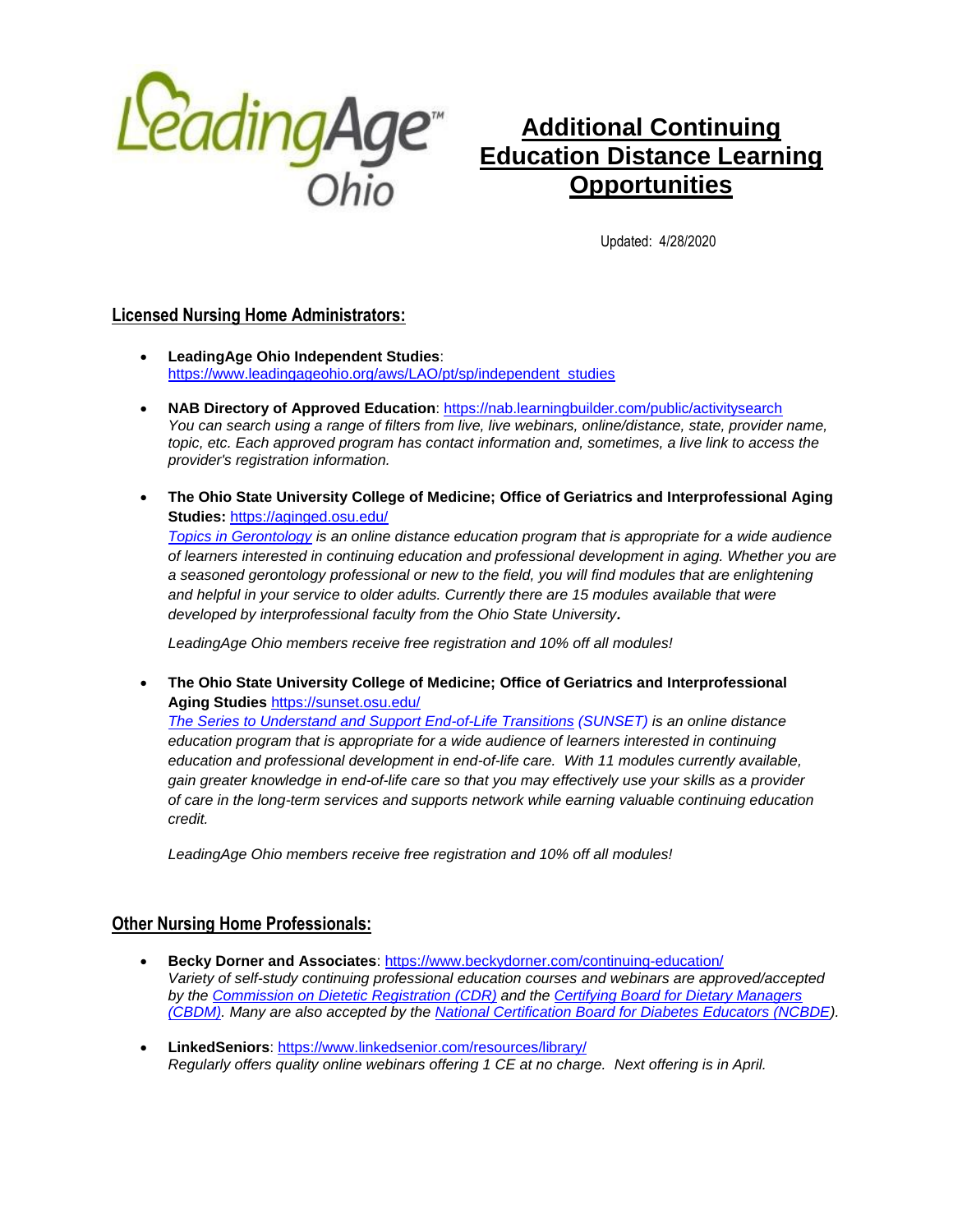LeadingAge Ohio

# Additional Continuing Education Distance Learning Opportunities

Updated: 4/28/2020

## Licensed Nursing Home Administrators:

- **LeadingAge Ohio Independent Studies**: https://www.leadingageohio.org/aws/LAO/pt/sp/independent_studies
- **NAB Directory of Approved Education**: https://nab.learningbuilder.com/public/activitysearch
  *You can search using a range of filters from live, live webinars, online/distance, state, provider name, topic, etc. Each approved program has contact information and, sometimes, a live link to access the provider's registration information.*
- **The Ohio State University College of Medicine; Office of Geriatrics and Interprofessional Aging Studies:** https://aginged.osu.edu/
  *Topics in Gerontology is an online distance education program that is appropriate for a wide audience of learners interested in continuing education and professional development in aging. Whether you are a seasoned gerontology professional or new to the field, you will find modules that are enlightening and helpful in your service to older adults. Currently there are 15 modules available that were developed by interprofessional faculty from the Ohio State University.*

  *LeadingAge Ohio members receive free registration and 10% off all modules!*
- **The Ohio State University College of Medicine; Office of Geriatrics and Interprofessional Aging Studies** https://sunset.osu.edu/
  *The Series to Understand and Support End-of-Life Transitions (SUNSET) is an online distance education program that is appropriate for a wide audience of learners interested in continuing education and professional development in end-of-life care. With 11 modules currently available, gain greater knowledge in end-of-life care so that you may effectively use your skills as a provider of care in the long-term services and supports network while earning valuable continuing education credit.*

  *LeadingAge Ohio members receive free registration and 10% off all modules!*

## Other Nursing Home Professionals:

- **Becky Dorner and Associates**: https://www.beckydorner.com/continuing-education/
  *Variety of self-study continuing professional education courses and webinars are approved/accepted by the Commission on Dietetic Registration (CDR) and the Certifying Board for Dietary Managers (CBDM). Many are also accepted by the National Certification Board for Diabetes Educators (NCBDE).*
- **LinkedSeniors**: https://www.linkedsenior.com/resources/library/
  *Regularly offers quality online webinars offering 1 CE at no charge. Next offering is in April.*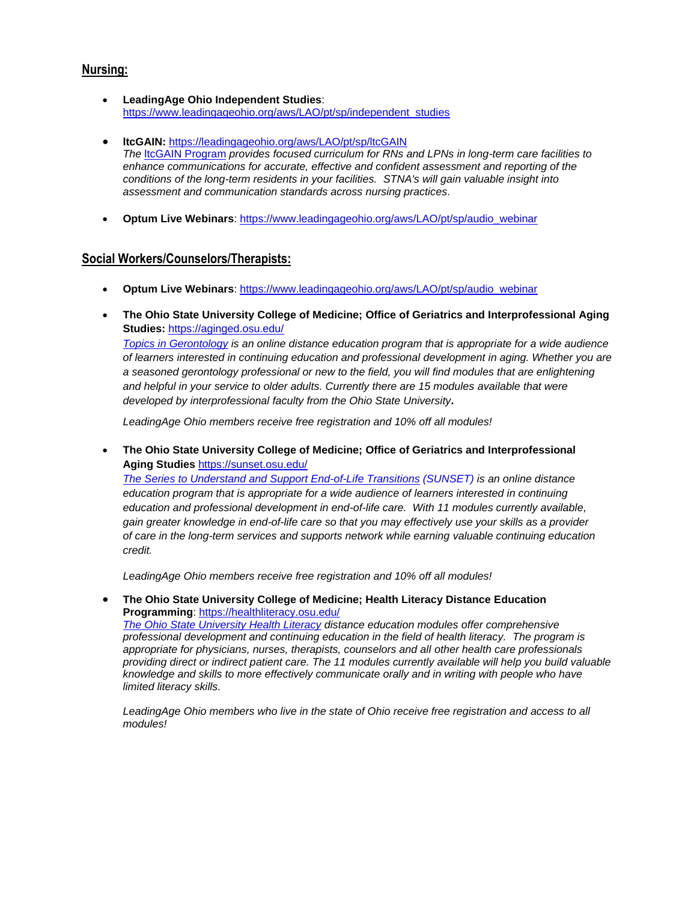## Nursing:

- **LeadingAge Ohio Independent Studies**: https://www.leadingageohio.org/aws/LAO/pt/sp/independent_studies

- **ltcGAIN:** https://leadingageohio.org/aws/LAO/pt/sp/ltcGAIN
  *The ltcGAIN Program provides focused curriculum for RNs and LPNs in long-term care facilities to enhance communications for accurate, effective and confident assessment and reporting of the conditions of the long-term residents in your facilities. STNA's will gain valuable insight into assessment and communication standards across nursing practices.*

- **Optum Live Webinars**: https://www.leadingageohio.org/aws/LAO/pt/sp/audio_webinar

## Social Workers/Counselors/Therapists:

- **Optum Live Webinars**: https://www.leadingageohio.org/aws/LAO/pt/sp/audio_webinar

- **The Ohio State University College of Medicine; Office of Geriatrics and Interprofessional Aging Studies:** https://aginged.osu.edu/
  *Topics in Gerontology is an online distance education program that is appropriate for a wide audience of learners interested in continuing education and professional development in aging. Whether you are a seasoned gerontology professional or new to the field, you will find modules that are enlightening and helpful in your service to older adults. Currently there are 15 modules available that were developed by interprofessional faculty from the Ohio State University.*

  *LeadingAge Ohio members receive free registration and 10% off all modules!*

- **The Ohio State University College of Medicine; Office of Geriatrics and Interprofessional Aging Studies** https://sunset.osu.edu/
  *The Series to Understand and Support End-of-Life Transitions (SUNSET) is an online distance education program that is appropriate for a wide audience of learners interested in continuing education and professional development in end-of-life care. With 11 modules currently available, gain greater knowledge in end-of-life care so that you may effectively use your skills as a provider of care in the long-term services and supports network while earning valuable continuing education credit.*

  *LeadingAge Ohio members receive free registration and 10% off all modules!*

- **The Ohio State University College of Medicine; Health Literacy Distance Education Programming**: https://healthliteracy.osu.edu/
  *The Ohio State University Health Literacy distance education modules offer comprehensive professional development and continuing education in the field of health literacy. The program is appropriate for physicians, nurses, therapists, counselors and all other health care professionals providing direct or indirect patient care. The 11 modules currently available will help you build valuable knowledge and skills to more effectively communicate orally and in writing with people who have limited literacy skills.*

  *LeadingAge Ohio members who live in the state of Ohio receive free registration and access to all modules!*